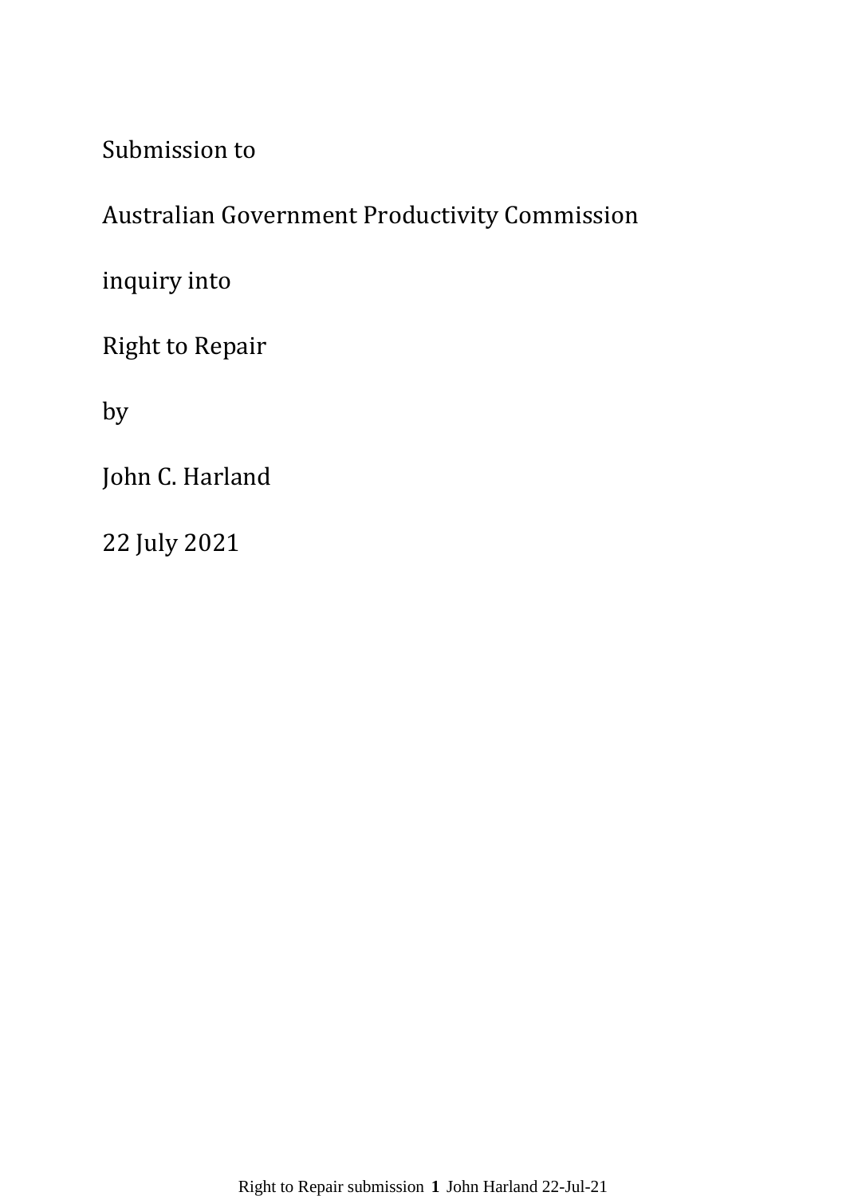Submission to

Australian Government Productivity Commission

inquiry into

Right to Repair

by

John C. Harland

22 July 2021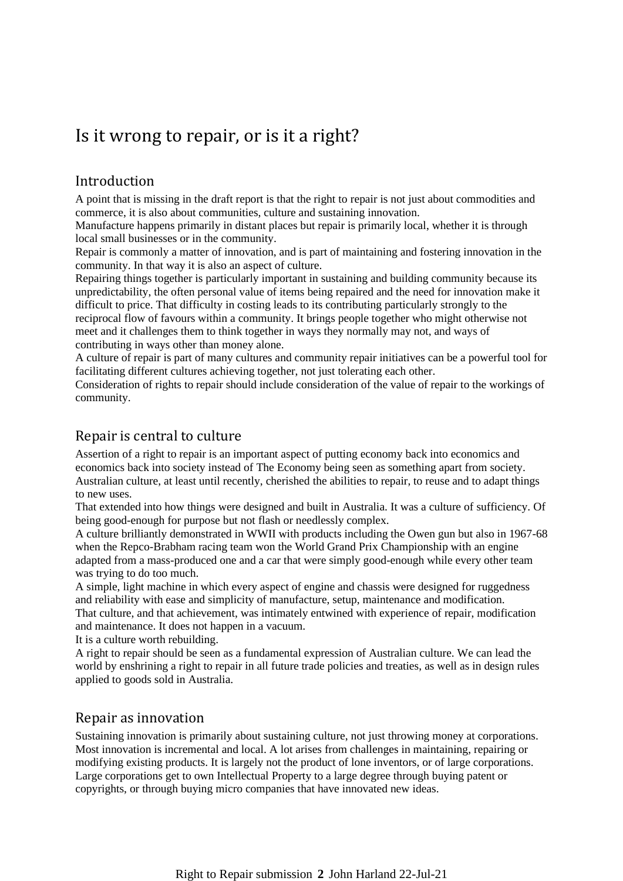# Is it wrong to repair, or is it a right?

## Introduction

A point that is missing in the draft report is that the right to repair is not just about commodities and commerce, it is also about communities, culture and sustaining innovation.

Manufacture happens primarily in distant places but repair is primarily local, whether it is through local small businesses or in the community.

Repair is commonly a matter of innovation, and is part of maintaining and fostering innovation in the community. In that way it is also an aspect of culture.

Repairing things together is particularly important in sustaining and building community because its unpredictability, the often personal value of items being repaired and the need for innovation make it difficult to price. That difficulty in costing leads to its contributing particularly strongly to the reciprocal flow of favours within a community. It brings people together who might otherwise not meet and it challenges them to think together in ways they normally may not, and ways of contributing in ways other than money alone.

A culture of repair is part of many cultures and community repair initiatives can be a powerful tool for facilitating different cultures achieving together, not just tolerating each other.

Consideration of rights to repair should include consideration of the value of repair to the workings of community.

## Repair is central to culture

Assertion of a right to repair is an important aspect of putting economy back into economics and economics back into society instead of The Economy being seen as something apart from society.

Australian culture, at least until recently, cherished the abilities to repair, to reuse and to adapt things to new uses.

That extended into how things were designed and built in Australia. It was a culture of sufficiency. Of being good-enough for purpose but not flash or needlessly complex.

A culture brilliantly demonstrated in WWII with products including the Owen gun but also in 1967-68 when the Repco-Brabham racing team won the World Grand Prix Championship with an engine adapted from a mass-produced one and a car that were simply good-enough while every other team was trying to do too much.

A simple, light machine in which every aspect of engine and chassis were designed for ruggedness and reliability with ease and simplicity of manufacture, setup, maintenance and modification.

That culture, and that achievement, was intimately entwined with experience of repair, modification and maintenance. It does not happen in a vacuum.

It is a culture worth rebuilding.

A right to repair should be seen as a fundamental expression of Australian culture. We can lead the world by enshrining a right to repair in all future trade policies and treaties, as well as in design rules applied to goods sold in Australia.

## Repair as innovation

Sustaining innovation is primarily about sustaining culture, not just throwing money at corporations. Most innovation is incremental and local. A lot arises from challenges in maintaining, repairing or modifying existing products. It is largely not the product of lone inventors, or of large corporations. Large corporations get to own Intellectual Property to a large degree through buying patent or copyrights, or through buying micro companies that have innovated new ideas.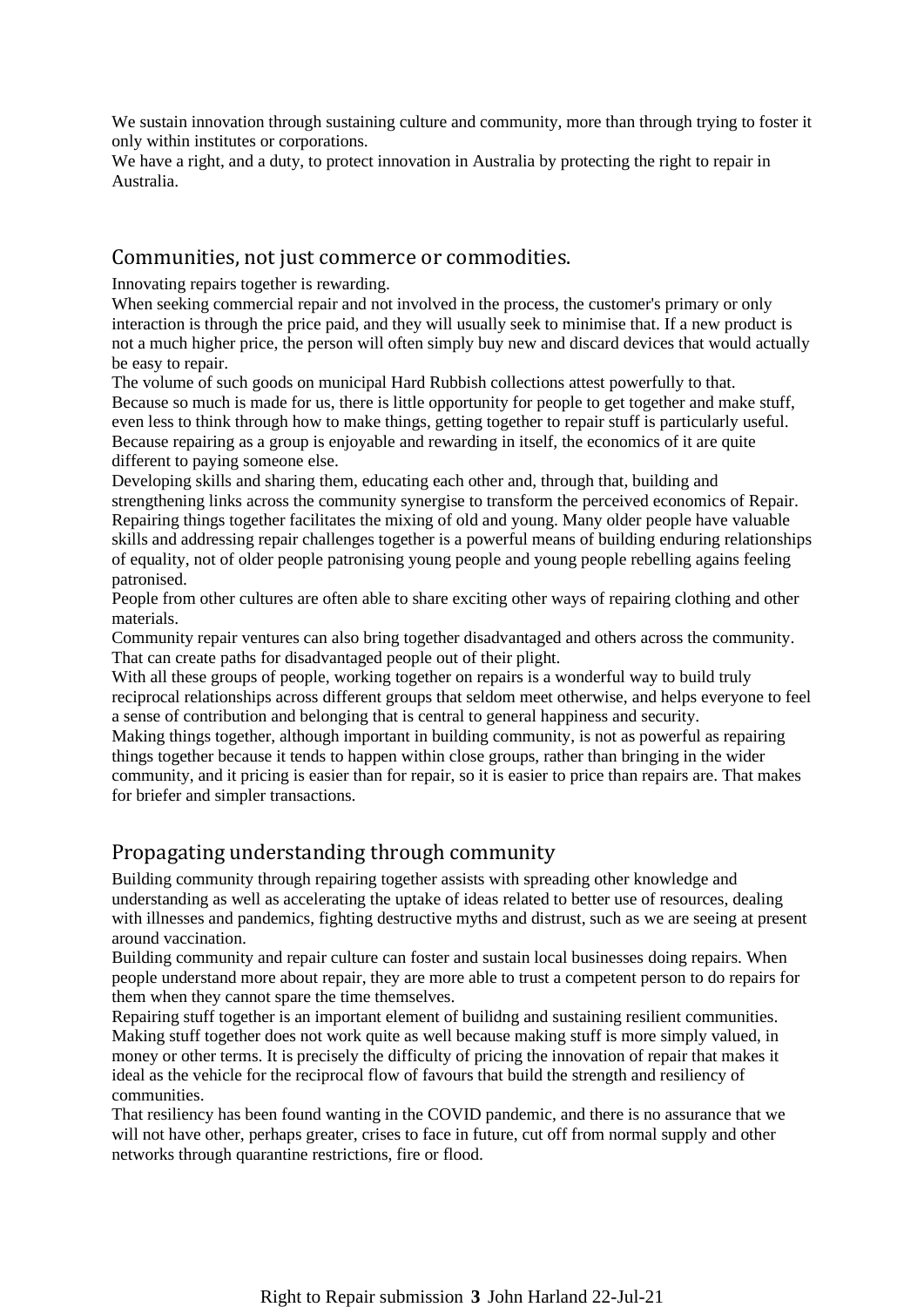We sustain innovation through sustaining culture and community, more than through trying to foster it only within institutes or corporations.

We have a right, and a duty, to protect innovation in Australia by protecting the right to repair in Australia.

## Communities, not just commerce or commodities.

Innovating repairs together is rewarding.

When seeking commercial repair and not involved in the process, the customer's primary or only interaction is through the price paid, and they will usually seek to minimise that. If a new product is not a much higher price, the person will often simply buy new and discard devices that would actually be easy to repair.

The volume of such goods on municipal Hard Rubbish collections attest powerfully to that.

Because so much is made for us, there is little opportunity for people to get together and make stuff, even less to think through how to make things, getting together to repair stuff is particularly useful.

Because repairing as a group is enjoyable and rewarding in itself, the economics of it are quite different to paying someone else.

Developing skills and sharing them, educating each other and, through that, building and strengthening links across the community synergise to transform the perceived economics of Repair.

Repairing things together facilitates the mixing of old and young. Many older people have valuable skills and addressing repair challenges together is a powerful means of building enduring relationships of equality, not of older people patronising young people and young people rebelling agains feeling patronised.

People from other cultures are often able to share exciting other ways of repairing clothing and other materials.

Community repair ventures can also bring together disadvantaged and others across the community. That can create paths for disadvantaged people out of their plight.

With all these groups of people, working together on repairs is a wonderful way to build truly reciprocal relationships across different groups that seldom meet otherwise, and helps everyone to feel a sense of contribution and belonging that is central to general happiness and security.

Making things together, although important in building community, is not as powerful as repairing things together because it tends to happen within close groups, rather than bringing in the wider community, and it pricing is easier than for repair, so it is easier to price than repairs are. That makes for briefer and simpler transactions.

## Propagating understanding through community

Building community through repairing together assists with spreading other knowledge and understanding as well as accelerating the uptake of ideas related to better use of resources, dealing with illnesses and pandemics, fighting destructive myths and distrust, such as we are seeing at present around vaccination.

Building community and repair culture can foster and sustain local businesses doing repairs. When people understand more about repair, they are more able to trust a competent person to do repairs for them when they cannot spare the time themselves.

Repairing stuff together is an important element of builidng and sustaining resilient communities. Making stuff together does not work quite as well because making stuff is more simply valued, in money or other terms. It is precisely the difficulty of pricing the innovation of repair that makes it ideal as the vehicle for the reciprocal flow of favours that build the strength and resiliency of communities.

That resiliency has been found wanting in the COVID pandemic, and there is no assurance that we will not have other, perhaps greater, crises to face in future, cut off from normal supply and other networks through quarantine restrictions, fire or flood.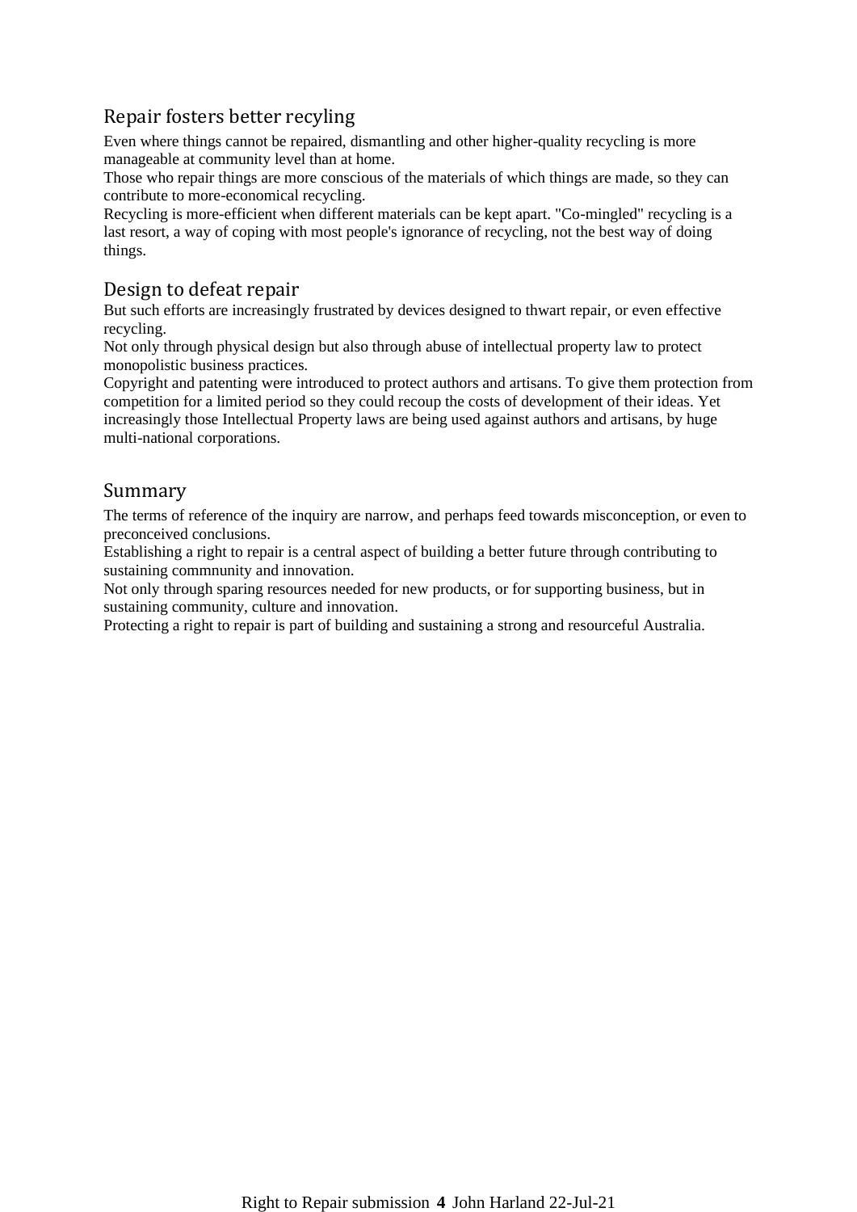## Repair fosters better recyling

Even where things cannot be repaired, dismantling and other higher-quality recycling is more manageable at community level than at home.
Those who repair things are more conscious of the materials of which things are made, so they can contribute to more-economical recycling.
Recycling is more-efficient when different materials can be kept apart. "Co-mingled" recycling is a last resort, a way of coping with most people's ignorance of recycling, not the best way of doing things.

## Design to defeat repair

But such efforts are increasingly frustrated by devices designed to thwart repair, or even effective recycling.
Not only through physical design but also through abuse of intellectual property law to protect monopolistic business practices.
Copyright and patenting were introduced to protect authors and artisans. To give them protection from competition for a limited period so they could recoup the costs of development of their ideas. Yet increasingly those Intellectual Property laws are being used against authors and artisans, by huge multi-national corporations.

## Summary

The terms of reference of the inquiry are narrow, and perhaps feed towards misconception, or even to preconceived conclusions.
Establishing a right to repair is a central aspect of building a better future through contributing to sustaining commnunity and innovation.
Not only through sparing resources needed for new products, or for supporting business, but in sustaining community, culture and innovation.
Protecting a right to repair is part of building and sustaining a strong and resourceful Australia.